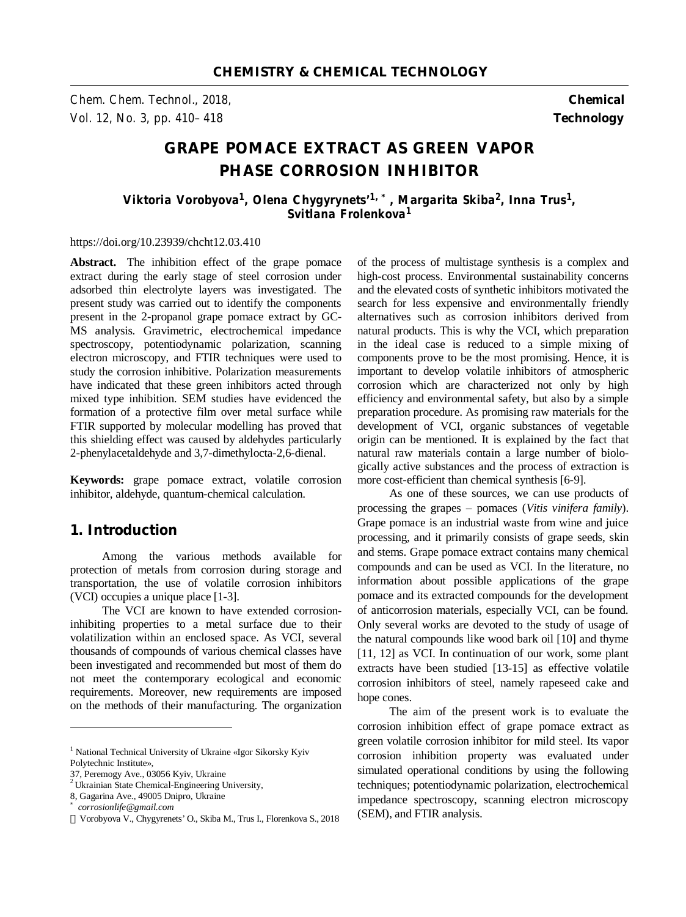CHEMISTRY & CHEMICAL TECHNOLOGY

Chem. Chem. Technol., 2018,
Vol. 12, No. 3, pp. 410–418

**Chemical Technology**

# GRAPE POMACE EXTRACT AS GREEN VAPOR PHASE CORROSION INHIBITOR

**Viktoria Vorobyova[1], Olena Chygyrynets'[1,*], Margarita Skiba[2], Inna Trus[1], Svitlana Frolenkova[1]**

https://doi.org/10.23939/chcht12.03.410

**Abstract.** The inhibition effect of the grape pomace extract during the early stage of steel corrosion under adsorbed thin electrolyte layers was investigated. The present study was carried out to identify the components present in the 2-propanol grape pomace extract by GC-MS analysis. Gravimetric, electrochemical impedance spectroscopy, potentiodynamic polarization, scanning electron microscopy, and FTIR techniques were used to study the corrosion inhibitive. Polarization measurements have indicated that these green inhibitors acted through mixed type inhibition. SEM studies have evidenced the formation of a protective film over metal surface while FTIR supported by molecular modelling has proved that this shielding effect was caused by aldehydes particularly 2-phenylacetaldehyde and 3,7-dimethylocta-2,6-dienal.

**Keywords:** grape pomace extract, volatile corrosion inhibitor, aldehyde, quantum-chemical calculation.

## 1. Introduction

Among the various methods available for protection of metals from corrosion during storage and transportation, the use of volatile corrosion inhibitors (VCI) occupies a unique place [1-3].

The VCI are known to have extended corrosion-inhibiting properties to a metal surface due to their volatilization within an enclosed space. As VCI, several thousands of compounds of various chemical classes have been investigated and recommended but most of them do not meet the contemporary ecological and economic requirements. Moreover, new requirements are imposed on the methods of their manufacturing. The organization of the process of multistage synthesis is a complex and high-cost process. Environmental sustainability concerns and the elevated costs of synthetic inhibitors motivated the search for less expensive and environmentally friendly alternatives such as corrosion inhibitors derived from natural products. This is why the VCI, which preparation in the ideal case is reduced to a simple mixing of components prove to be the most promising. Hence, it is important to develop volatile inhibitors of atmospheric corrosion which are characterized not only by high efficiency and environmental safety, but also by a simple preparation procedure. As promising raw materials for the development of VCI, organic substances of vegetable origin can be mentioned. It is explained by the fact that natural raw materials contain a large number of biologically active substances and the process of extraction is more cost-efficient than chemical synthesis [6-9].

As one of these sources, we can use products of processing the grapes – pomaces (*Vitis vinifera family*). Grape pomace is an industrial waste from wine and juice processing, and it primarily consists of grape seeds, skin and stems. Grape pomace extract contains many chemical compounds and can be used as VCI. In the literature, no information about possible applications of the grape pomace and its extracted compounds for the development of anticorrosion materials, especially VCI, can be found. Only several works are devoted to the study of usage of the natural compounds like wood bark oil [10] and thyme [11, 12] as VCI. In continuation of our work, some plant extracts have been studied [13-15] as effective volatile corrosion inhibitors of steel, namely rapeseed cake and hope cones.

The aim of the present work is to evaluate the corrosion inhibition effect of grape pomace extract as green volatile corrosion inhibitor for mild steel. Its vapor corrosion inhibition property was evaluated under simulated operational conditions by using the following techniques; potentiodynamic polarization, electrochemical impedance spectroscopy, scanning electron microscopy (SEM), and FTIR analysis.

---

[1] National Technical University of Ukraine «Igor Sikorsky Kyiv Polytechnic Institute»,
37, Peremogy Ave., 03056 Kyiv, Ukraine
[2] Ukrainian State Chemical-Engineering University,
8, Gagarina Ave., 49005 Dnipro, Ukraine
[*] *corrosionlife@gmail.com*
© Vorobyova V., Chygyrenets' O., Skiba M., Trus I., Florenkova S., 2018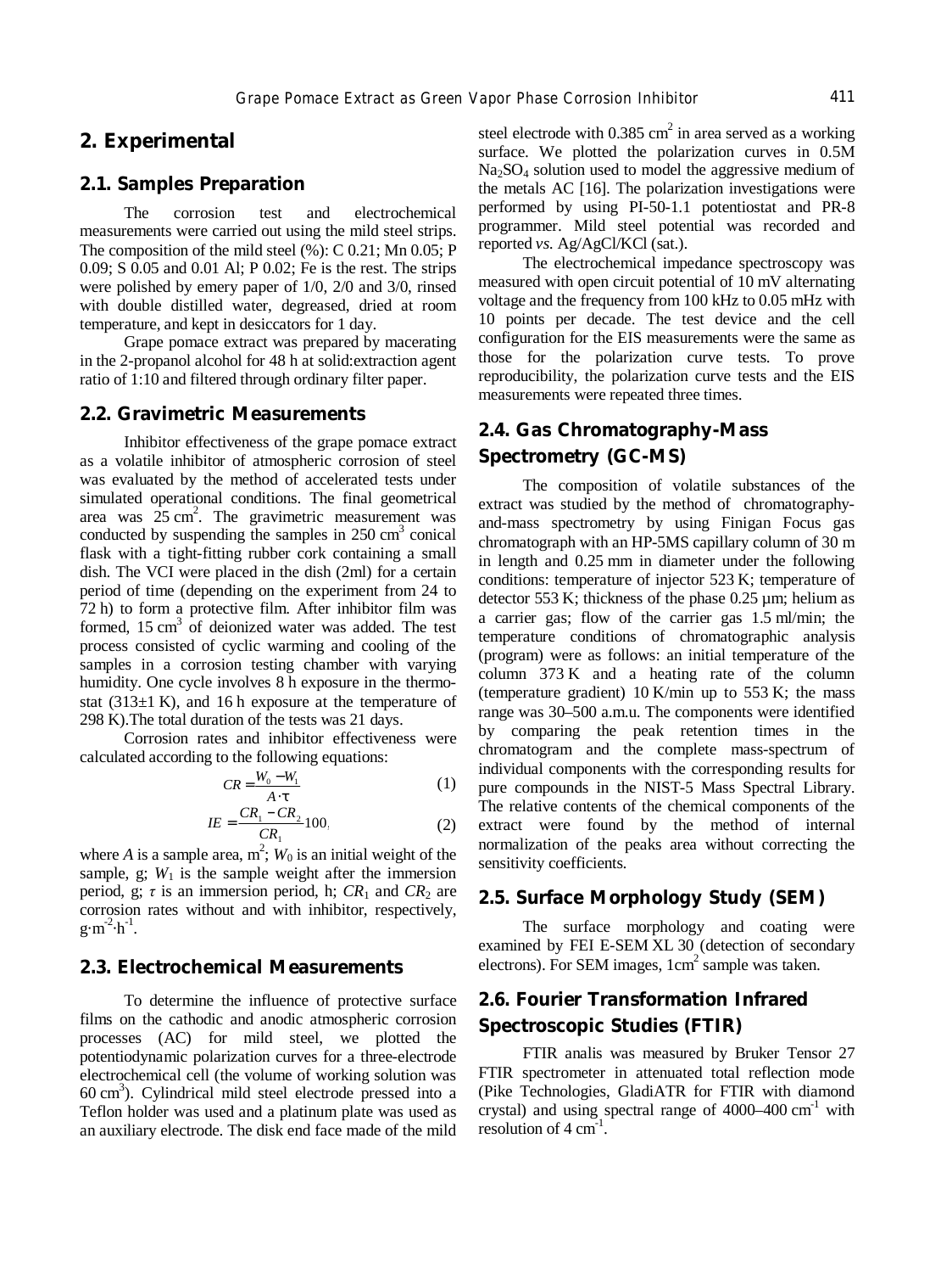## 2. Experimental

### 2.1. Samples Preparation

The corrosion test and electrochemical measurements were carried out using the mild steel strips. The composition of the mild steel (%): C 0.21; Mn 0.05; P 0.09; S 0.05 and 0.01 Al; P 0.02; Fe is the rest. The strips were polished by emery paper of 1/0, 2/0 and 3/0, rinsed with double distilled water, degreased, dried at room temperature, and kept in desiccators for 1 day.

Grape pomace extract was prepared by macerating in the 2-propanol alcohol for 48 h at solid:extraction agent ratio of 1:10 and filtered through ordinary filter paper.

### 2.2. Gravimetric Measurements

Inhibitor effectiveness of the grape pomace extract as a volatile inhibitor of atmospheric corrosion of steel was evaluated by the method of accelerated tests under simulated operational conditions. The final geometrical area was 25 $cm^2$. The gravimetric measurement was conducted by suspending the samples in 250 $cm^3$ conical flask with a tight-fitting rubber cork containing a small dish. The VCI were placed in the dish (2ml) for a certain period of time (depending on the experiment from 24 to 72 h) to form a protective film. After inhibitor film was formed, 15 $cm^3$ of deionized water was added. The test process consisted of cyclic warming and cooling of the samples in a corrosion testing chamber with varying humidity. One cycle involves 8 h exposure in the thermostat (313±1 K), and 16 h exposure at the temperature of 298 K).The total duration of the tests was 21 days.

Corrosion rates and inhibitor effectiveness were calculated according to the following equations:

$$CR = \frac{W_0 - W_1}{A \cdot \tau} \tag{1}$$

$$IE = \frac{CR_1 - CR_2}{CR_1} 100, \tag{2}$$

where $A$ is a sample area, $m^2$; $W_0$ is an initial weight of the sample, g; $W_1$ is the sample weight after the immersion period, g; $\tau$ is an immersion period, h; $CR_1$ and $CR_2$ are corrosion rates without and with inhibitor, respectively, $g \cdot m^{-2} \cdot h^{-1}$.

### 2.3. Electrochemical Measurements

To determine the influence of protective surface films on the cathodic and anodic atmospheric corrosion processes (AC) for mild steel, we plotted the potentiodynamic polarization curves for a three-electrode electrochemical cell (the volume of working solution was 60 $cm^3$). Cylindrical mild steel electrode pressed into a Teflon holder was used and a platinum plate was used as an auxiliary electrode. The disk end face made of the mild steel electrode with 0.385 $cm^2$ in area served as a working surface. We plotted the polarization curves in 0.5M $Na_2SO_4$ solution used to model the aggressive medium of the metals AC [16]. The polarization investigations were performed by using PI-50-1.1 potentiostat and PR-8 programmer. Mild steel potential was recorded and reported *vs.* Ag/AgCl/KCl (sat.).

The electrochemical impedance spectroscopy was measured with open circuit potential of 10 mV alternating voltage and the frequency from 100 kHz to 0.05 mHz with 10 points per decade. The test device and the cell configuration for the EIS measurements were the same as those for the polarization curve tests. To prove reproducibility, the polarization curve tests and the EIS measurements were repeated three times.

### 2.4. Gas Chromatography-Mass Spectrometry (GC-MS)

The composition of volatile substances of the extract was studied by the method of chromatography-and-mass spectrometry by using Finigan Focus gas chromatograph with an HP-5MS capillary column of 30 m in length and 0.25 mm in diameter under the following conditions: temperature of injector 523 K; temperature of detector 553 K; thickness of the phase 0.25 µm; helium as a carrier gas; flow of the carrier gas 1.5 ml/min; the temperature conditions of chromatographic analysis (program) were as follows: an initial temperature of the column 373 K and a heating rate of the column (temperature gradient) 10 K/min up to 553 K; the mass range was 30–500 a.m.u. The components were identified by comparing the peak retention times in the chromatogram and the complete mass-spectrum of individual components with the corresponding results for pure compounds in the NIST-5 Mass Spectral Library. The relative contents of the chemical components of the extract were found by the method of internal normalization of the peaks area without correcting the sensitivity coefficients.

### 2.5. Surface Morphology Study (SEM)

The surface morphology and coating were examined by FEI E-SEM XL 30 (detection of secondary electrons). For SEM images, 1$cm^2$ sample was taken.

### 2.6. Fourier Transformation Infrared Spectroscopic Studies (FTIR)

FTIR analis was measured by Bruker Tensor 27 FTIR spectrometer in attenuated total reflection mode (Pike Technologies, GladiATR for FTIR with diamond crystal) and using spectral range of 4000–400 $cm^{-1}$ with resolution of 4 $cm^{-1}$.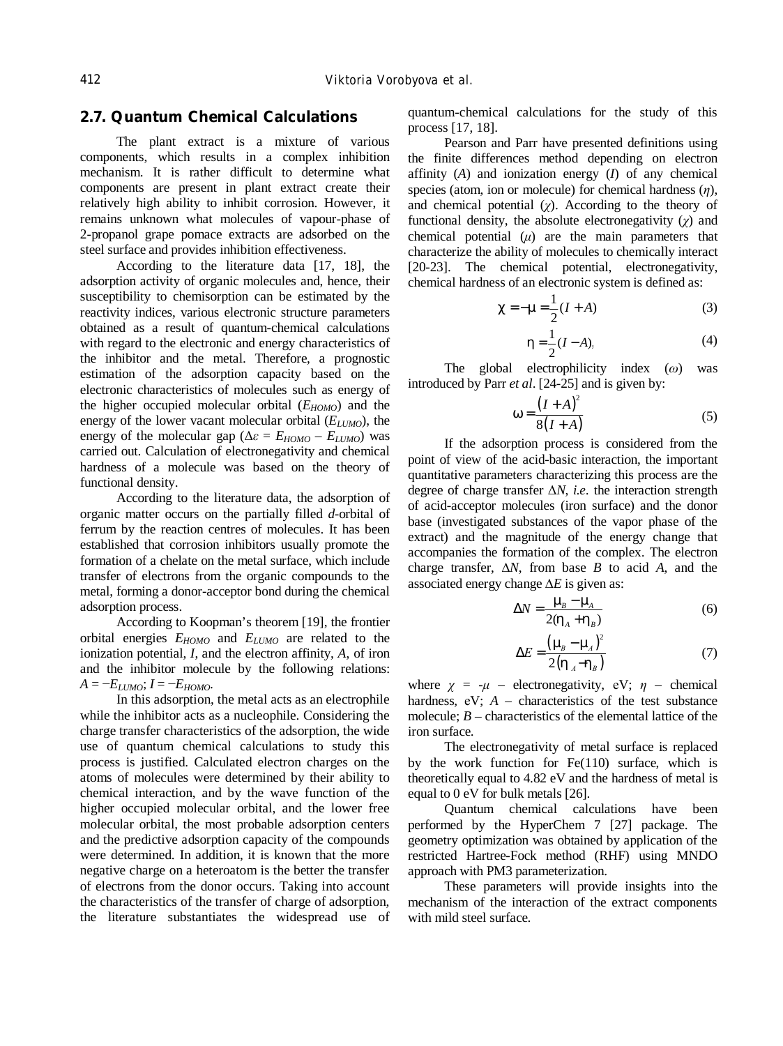## 2.7. Quantum Chemical Calculations

The plant extract is a mixture of various components, which results in a complex inhibition mechanism. It is rather difficult to determine what components are present in plant extract create their relatively high ability to inhibit corrosion. However, it remains unknown what molecules of vapour-phase of 2-propanol grape pomace extracts are adsorbed on the steel surface and provides inhibition effectiveness.

According to the literature data [17, 18], the adsorption activity of organic molecules and, hence, their susceptibility to chemisorption can be estimated by the reactivity indices, various electronic structure parameters obtained as a result of quantum-chemical calculations with regard to the electronic and energy characteristics of the inhibitor and the metal. Therefore, a prognostic estimation of the adsorption capacity based on the electronic characteristics of molecules such as energy of the higher occupied molecular orbital ($E_{HOMO}$) and the energy of the lower vacant molecular orbital ($E_{LUMO}$), the energy of the molecular gap ($\Delta\varepsilon = E_{HOMO} - E_{LUMO}$) was carried out. Calculation of electronegativity and chemical hardness of a molecule was based on the theory of functional density.

According to the literature data, the adsorption of organic matter occurs on the partially filled *d*-orbital of ferrum by the reaction centres of molecules. It has been established that corrosion inhibitors usually promote the formation of a chelate on the metal surface, which include transfer of electrons from the organic compounds to the metal, forming a donor-acceptor bond during the chemical adsorption process.

According to Koopman's theorem [19], the frontier orbital energies $E_{HOMO}$ and $E_{LUMO}$ are related to the ionization potential, *I*, and the electron affinity, *A*, of iron and the inhibitor molecule by the following relations: $A = -E_{LUMO}$; $I = -E_{HOMO}$.

In this adsorption, the metal acts as an electrophile while the inhibitor acts as a nucleophile. Considering the charge transfer characteristics of the adsorption, the wide use of quantum chemical calculations to study this process is justified. Calculated electron charges on the atoms of molecules were determined by their ability to chemical interaction, and by the wave function of the higher occupied molecular orbital, and the lower free molecular orbital, the most probable adsorption centers and the predictive adsorption capacity of the compounds were determined. In addition, it is known that the more negative charge on a heteroatom is the better the transfer of electrons from the donor occurs. Taking into account the characteristics of the transfer of charge of adsorption, the literature substantiates the widespread use of quantum-chemical calculations for the study of this process [17, 18].

Pearson and Parr have presented definitions using the finite differences method depending on electron affinity (*A*) and ionization energy (*I*) of any chemical species (atom, ion or molecule) for chemical hardness ($\eta$), and chemical potential ($\chi$). According to the theory of functional density, the absolute electronegativity ($\chi$) and chemical potential ($\mu$) are the main parameters that characterize the ability of molecules to chemically interact [20-23]. The chemical potential, electronegativity, chemical hardness of an electronic system is defined as:

$$\chi = -\mu = \frac{1}{2}(I + A) \tag{3}$$

$$\eta = \frac{1}{2}(I - A), \tag{4}$$

The global electrophilicity index ($\omega$) was introduced by Parr *et al*. [24-25] and is given by:

$$\omega = \frac{(I + A)^2}{8(I + A)} \tag{5}$$

If the adsorption process is considered from the point of view of the acid-basic interaction, the important quantitative parameters characterizing this process are the degree of charge transfer $\Delta N$, *i.e.* the interaction strength of acid-acceptor molecules (iron surface) and the donor base (investigated substances of the vapor phase of the extract) and the magnitude of the energy change that accompanies the formation of the complex. The electron charge transfer, $\Delta N$, from base *B* to acid *A*, and the associated energy change $\Delta E$ is given as:

$$\Delta N = \frac{\mu_B - \mu_A}{2(\eta_A + \eta_B)} \tag{6}$$

$$\Delta E = \frac{(\mu_B - \mu_A)^2}{2(\eta_A - \eta_B)} \tag{7}$$

where $\chi = -\mu$ – electronegativity, eV; $\eta$ – chemical hardness, eV; *A* – characteristics of the test substance molecule; *B* – characteristics of the elemental lattice of the iron surface.

The electronegativity of metal surface is replaced by the work function for Fe(110) surface, which is theoretically equal to 4.82 eV and the hardness of metal is equal to 0 eV for bulk metals [26].

Quantum chemical calculations have been performed by the HyperChem 7 [27] package. The geometry optimization was obtained by application of the restricted Hartree-Fock method (RHF) using MNDO approach with PM3 parameterization.

These parameters will provide insights into the mechanism of the interaction of the extract components with mild steel surface.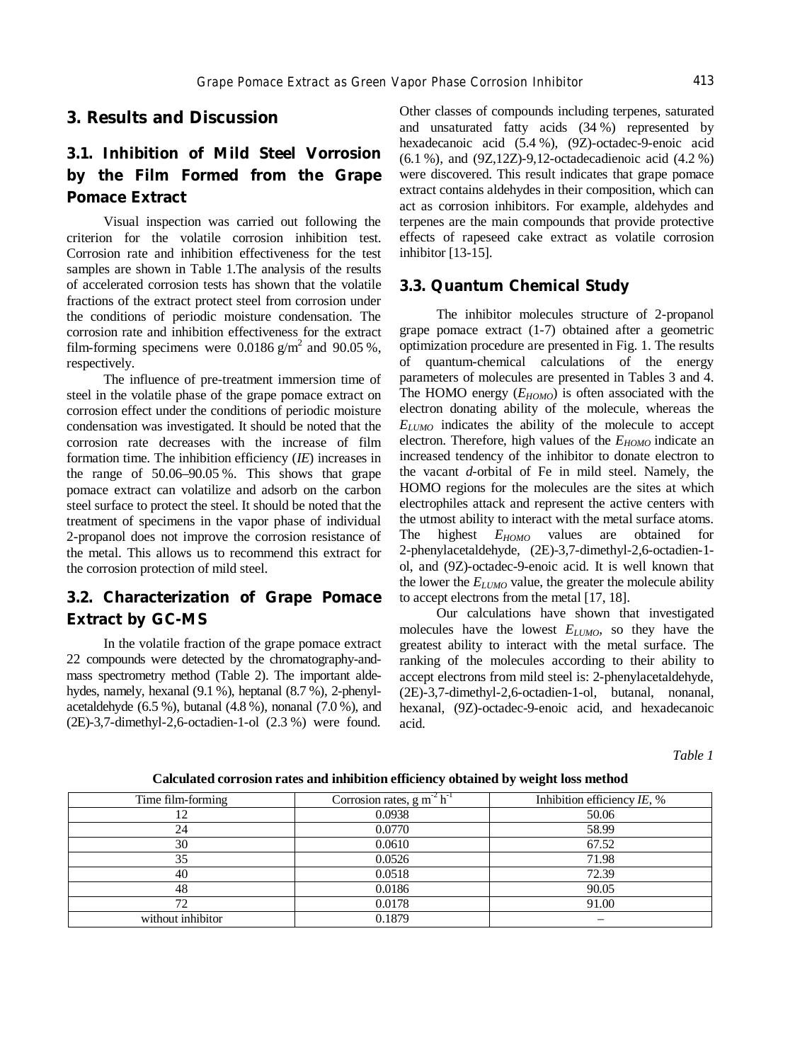## 3. Results and Discussion

### 3.1. Inhibition of Mild Steel Vorrosion by the Film Formed from the Grape Pomace Extract

Visual inspection was carried out following the criterion for the volatile corrosion inhibition test. Corrosion rate and inhibition effectiveness for the test samples are shown in Table 1.The analysis of the results of accelerated corrosion tests has shown that the volatile fractions of the extract protect steel from corrosion under the conditions of periodic moisture condensation. The corrosion rate and inhibition effectiveness for the extract film-forming specimens were 0.0186 g/m$^2$ and 90.05 %, respectively.

The influence of pre-treatment immersion time of steel in the volatile phase of the grape pomace extract on corrosion effect under the conditions of periodic moisture condensation was investigated. It should be noted that the corrosion rate decreases with the increase of film formation time. The inhibition efficiency (*IE*) increases in the range of 50.06–90.05 %. This shows that grape pomace extract can volatilize and adsorb on the carbon steel surface to protect the steel. It should be noted that the treatment of specimens in the vapor phase of individual 2-propanol does not improve the corrosion resistance of the metal. This allows us to recommend this extract for the corrosion protection of mild steel.

### 3.2. Characterization of Grape Pomace Extract by GC-MS

In the volatile fraction of the grape pomace extract 22 compounds were detected by the chromatography-and-mass spectrometry method (Table 2). The important aldehydes, namely, hexanal (9.1 %), heptanal (8.7 %), 2-phenylacetaldehyde (6.5 %), butanal (4.8 %), nonanal (7.0 %), and (2E)-3,7-dimethyl-2,6-octadien-1-ol (2.3 %) were found. Other classes of compounds including terpenes, saturated and unsaturated fatty acids (34 %) represented by hexadecanoic acid (5.4 %), (9Z)-octadec-9-enoic acid (6.1 %), and (9Z,12Z)-9,12-octadecadienoic acid (4.2 %) were discovered. This result indicates that grape pomace extract contains aldehydes in their composition, which can act as corrosion inhibitors. For example, aldehydes and terpenes are the main compounds that provide protective effects of rapeseed cake extract as volatile corrosion inhibitor [13-15].

### 3.3. Quantum Chemical Study

The inhibitor molecules structure of 2-propanol grape pomace extract (1-7) obtained after a geometric optimization procedure are presented in Fig. 1. The results of quantum-chemical calculations of the energy parameters of molecules are presented in Tables 3 and 4. The HOMO energy ($E_{HOMO}$) is often associated with the electron donating ability of the molecule, whereas the $E_{LUMO}$ indicates the ability of the molecule to accept electron. Therefore, high values of the $E_{HOMO}$ indicate an increased tendency of the inhibitor to donate electron to the vacant *d*-orbital of Fe in mild steel. Namely, the HOMO regions for the molecules are the sites at which electrophiles attack and represent the active centers with the utmost ability to interact with the metal surface atoms. The highest $E_{HOMO}$ values are obtained for 2-phenylacetaldehyde, (2E)-3,7-dimethyl-2,6-octadien-1-ol, and (9Z)-octadec-9-enoic acid. It is well known that the lower the $E_{LUMO}$ value, the greater the molecule ability to accept electrons from the metal [17, 18].

Our calculations have shown that investigated molecules have the lowest $E_{LUMO}$, so they have the greatest ability to interact with the metal surface. The ranking of the molecules according to their ability to accept electrons from mild steel is: 2-phenylacetaldehyde, (2E)-3,7-dimethyl-2,6-octadien-1-ol, butanal, nonanal, hexanal, (9Z)-octadec-9-enoic acid, and hexadecanoic acid.

*Table 1*

**Calculated corrosion rates and inhibition efficiency obtained by weight loss method**

| Time film-forming | Corrosion rates, g m$^{-2}$ h$^{-1}$ | Inhibition efficiency *IE*, % |
|---|---|---|
| 12 | 0.0938 | 50.06 |
| 24 | 0.0770 | 58.99 |
| 30 | 0.0610 | 67.52 |
| 35 | 0.0526 | 71.98 |
| 40 | 0.0518 | 72.39 |
| 48 | 0.0186 | 90.05 |
| 72 | 0.0178 | 91.00 |
| without inhibitor | 0.1879 | – |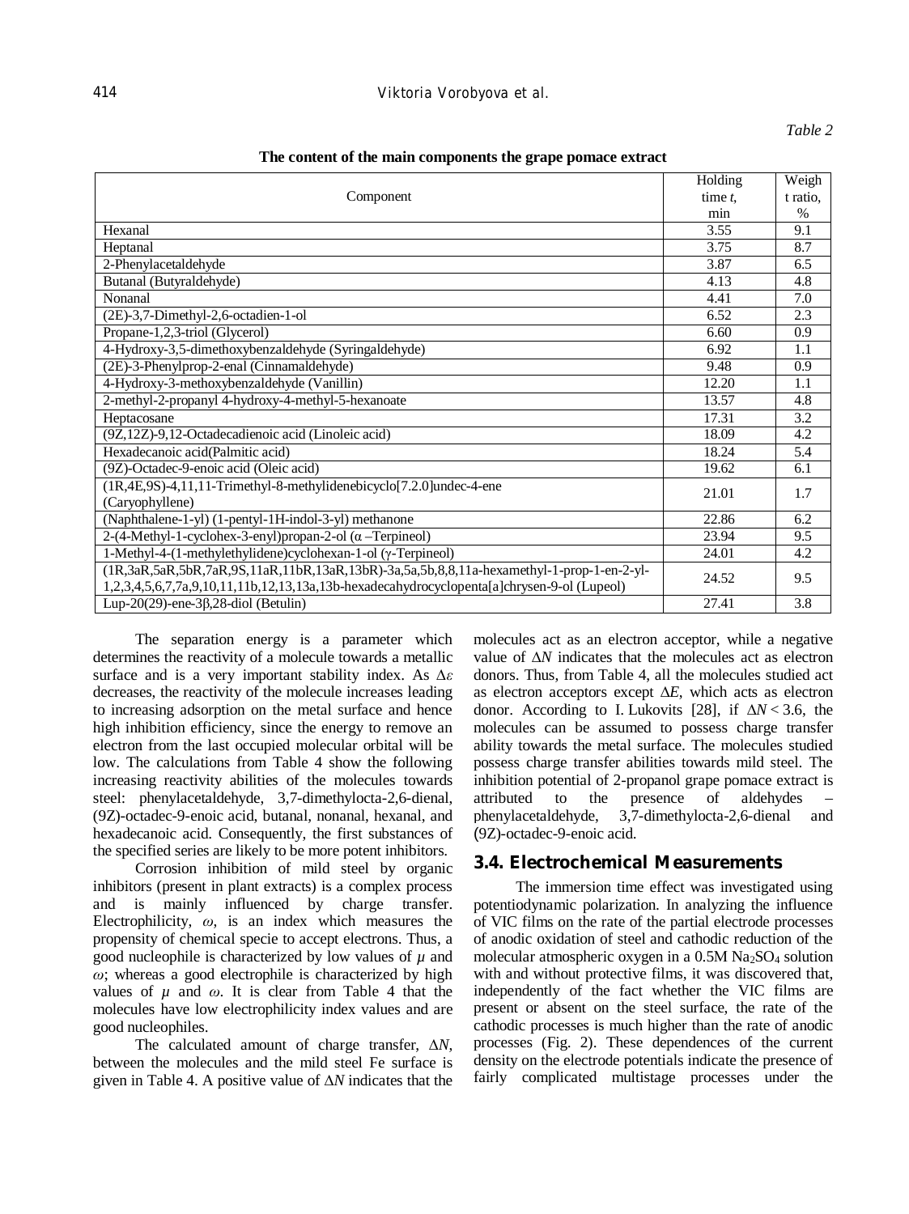*Table 2*

**The content of the main components the grape pomace extract**

| Component | Holding time *t*, min | Weight ratio, % |
|---|---|---|
| Hexanal | 3.55 | 9.1 |
| Heptanal | 3.75 | 8.7 |
| 2-Phenylacetaldehyde | 3.87 | 6.5 |
| Butanal (Butyraldehyde) | 4.13 | 4.8 |
| Nonanal | 4.41 | 7.0 |
| (2E)-3,7-Dimethyl-2,6-octadien-1-ol | 6.52 | 2.3 |
| Propane-1,2,3-triol (Glycerol) | 6.60 | 0.9 |
| 4-Hydroxy-3,5-dimethoxybenzaldehyde (Syringaldehyde) | 6.92 | 1.1 |
| (2E)-3-Phenylprop-2-enal (Cinnamaldehyde) | 9.48 | 0.9 |
| 4-Hydroxy-3-methoxybenzaldehyde (Vanillin) | 12.20 | 1.1 |
| 2-methyl-2-propanyl 4-hydroxy-4-methyl-5-hexanoate | 13.57 | 4.8 |
| Heptacosane | 17.31 | 3.2 |
| (9Z,12Z)-9,12-Octadecadienoic acid (Linoleic acid) | 18.09 | 4.2 |
| Hexadecanoic acid(Palmitic acid) | 18.24 | 5.4 |
| (9Z)-Octadec-9-enoic acid (Oleic acid) | 19.62 | 6.1 |
| (1R,4E,9S)-4,11,11-Trimethyl-8-methylidenebicyclo[7.2.0]undec-4-ene (Caryophyllene) | 21.01 | 1.7 |
| (Naphthalene-1-yl) (1-pentyl-1H-indol-3-yl) methanone | 22.86 | 6.2 |
| 2-(4-Methyl-1-cyclohex-3-enyl)propan-2-ol (α –Terpineol) | 23.94 | 9.5 |
| 1-Methyl-4-(1-methylethylidene)cyclohexan-1-ol (γ-Terpineol) | 24.01 | 4.2 |
| (1R,3aR,5aR,5bR,7aR,9S,11aR,11bR,13aR,13bR)-3a,5a,5b,8,8,11a-hexamethyl-1-prop-1-en-2-yl-1,2,3,4,5,6,7,7a,9,10,11,11b,12,13,13a,13b-hexadecahydrocyclopenta[a]chrysen-9-ol (Lupeol) | 24.52 | 9.5 |
| Lup-20(29)-ene-3β,28-diol (Betulin) | 27.41 | 3.8 |

The separation energy is a parameter which determines the reactivity of a molecule towards a metallic surface and is a very important stability index. As $\Delta\varepsilon$ decreases, the reactivity of the molecule increases leading to increasing adsorption on the metal surface and hence high inhibition efficiency, since the energy to remove an electron from the last occupied molecular orbital will be low. The calculations from Table 4 show the following increasing reactivity abilities of the molecules towards steel: phenylacetaldehyde, 3,7-dimethylocta-2,6-dienal, (9Z)-octadec-9-enoic acid, butanal, nonanal, hexanal, and hexadecanoic acid. Consequently, the first substances of the specified series are likely to be more potent inhibitors.

Corrosion inhibition of mild steel by organic inhibitors (present in plant extracts) is a complex process and is mainly influenced by charge transfer. Electrophilicity, $\omega$, is an index which measures the propensity of chemical specie to accept electrons. Thus, a good nucleophile is characterized by low values of $\mu$ and $\omega$; whereas a good electrophile is characterized by high values of $\mu$ and $\omega$. It is clear from Table 4 that the molecules have low electrophilicity index values and are good nucleophiles.

The calculated amount of charge transfer, $\Delta N$, between the molecules and the mild steel Fe surface is given in Table 4. A positive value of $\Delta N$ indicates that the molecules act as an electron acceptor, while a negative value of $\Delta N$ indicates that the molecules act as electron donors. Thus, from Table 4, all the molecules studied act as electron acceptors except $\Delta E$, which acts as electron donor. According to I. Lukovits [28], if $\Delta N < 3.6$, the molecules can be assumed to possess charge transfer ability towards the metal surface. The molecules studied possess charge transfer abilities towards mild steel. The inhibition potential of 2-propanol grape pomace extract is attributed to the presence of aldehydes – phenylacetaldehyde, 3,7-dimethylocta-2,6-dienal and (9Z)-octadec-9-enoic acid.

## 3.4. Electrochemical Measurements

The immersion time effect was investigated using potentiodynamic polarization. In analyzing the influence of VIC films on the rate of the partial electrode processes of anodic oxidation of steel and cathodic reduction of the molecular atmospheric oxygen in a 0.5M $Na_2SO_4$ solution with and without protective films, it was discovered that, independently of the fact whether the VIC films are present or absent on the steel surface, the rate of the cathodic processes is much higher than the rate of anodic processes (Fig. 2). These dependences of the current density on the electrode potentials indicate the presence of fairly complicated multistage processes under the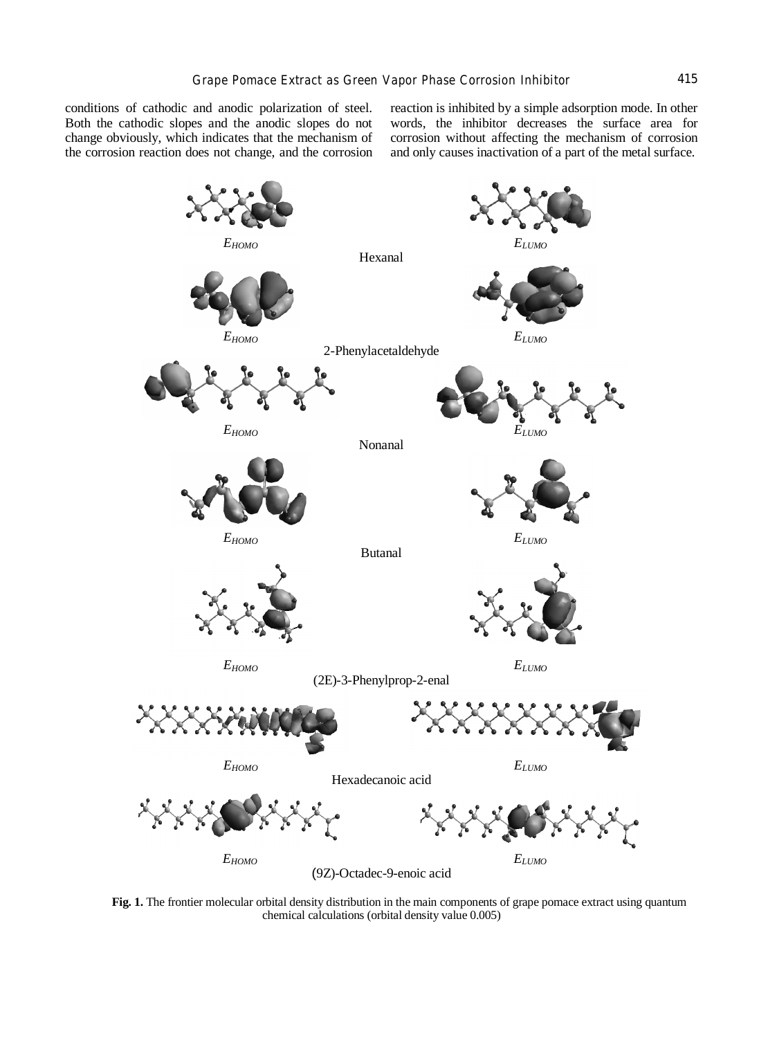conditions of cathodic and anodic polarization of steel. Both the cathodic slopes and the anodic slopes do not change obviously, which indicates that the mechanism of the corrosion reaction does not change, and the corrosion reaction is inhibited by a simple adsorption mode. In other words, the inhibitor decreases the surface area for corrosion without affecting the mechanism of corrosion and only causes inactivation of a part of the metal surface.

$E_{HOMO}$ $E_{LUMO}$

Hexanal

$E_{HOMO}$ $E_{LUMO}$

2-Phenylacetaldehyde

$E_{HOMO}$ $E_{LUMO}$

Nonanal

$E_{HOMO}$ $E_{LUMO}$

Butanal

$E_{HOMO}$ $E_{LUMO}$

(2E)-3-Phenylprop-2-enal

$E_{HOMO}$ $E_{LUMO}$

Hexadecanoic acid

$E_{HOMO}$ $E_{LUMO}$

(9Z)-Octadec-9-enoic acid

**Fig. 1.** The frontier molecular orbital density distribution in the main components of grape pomace extract using quantum chemical calculations (orbital density value 0.005)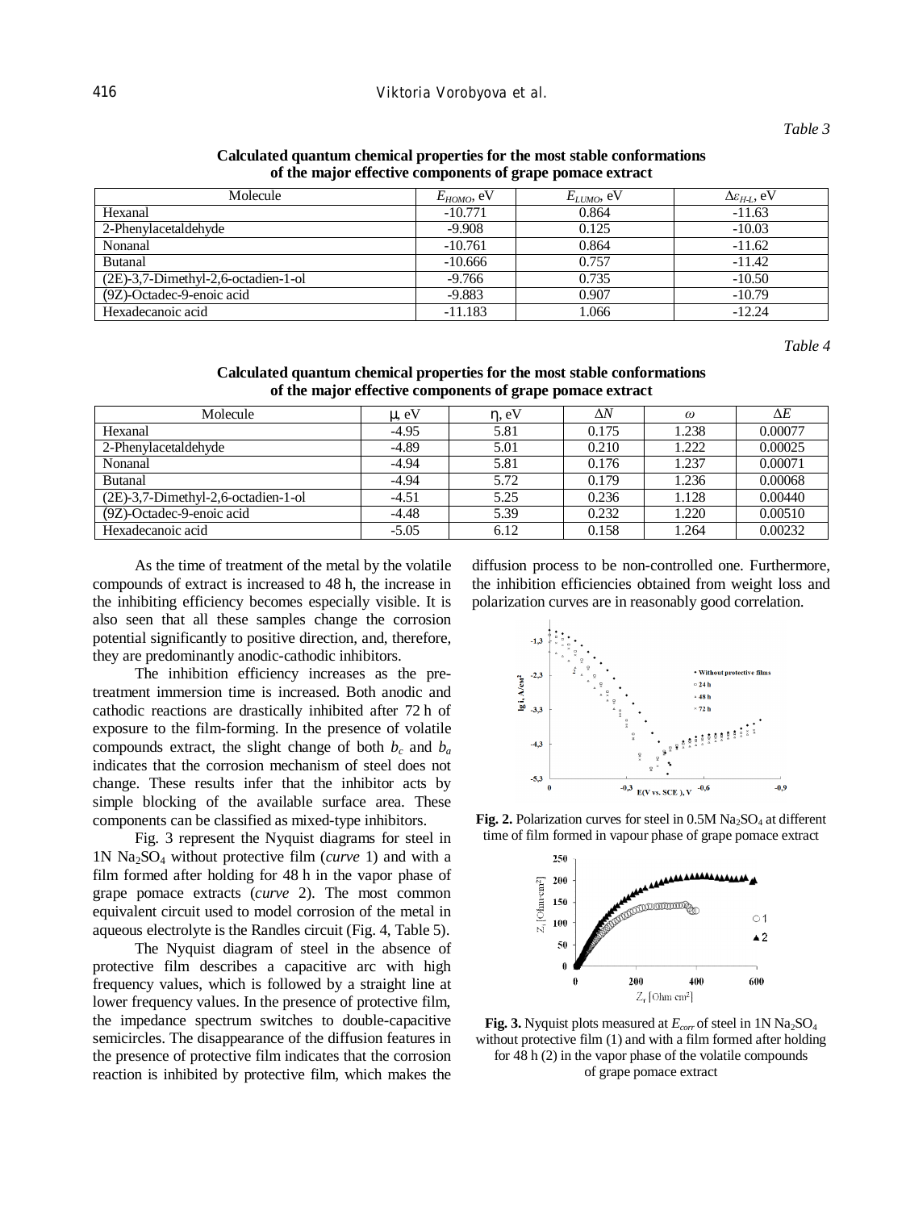*Table 3*

**Calculated quantum chemical properties for the most stable conformations of the major effective components of grape pomace extract**

| Molecule | $E_{HOMO}$, eV | $E_{LUMO}$, eV | $\Delta\varepsilon_{H\text{-}L}$, eV |
|---|---|---|---|
| Hexanal | -10.771 | 0.864 | -11.63 |
| 2-Phenylacetaldehyde | -9.908 | 0.125 | -10.03 |
| Nonanal | -10.761 | 0.864 | -11.62 |
| Butanal | -10.666 | 0.757 | -11.42 |
| (2E)-3,7-Dimethyl-2,6-octadien-1-ol | -9.766 | 0.735 | -10.50 |
| (9Z)-Octadec-9-enoic acid | -9.883 | 0.907 | -10.79 |
| Hexadecanoic acid | -11.183 | 1.066 | -12.24 |

*Table 4*

**Calculated quantum chemical properties for the most stable conformations of the major effective components of grape pomace extract**

| Molecule | $\mu$, eV | $\eta$, eV | $\Delta N$ | $\omega$ | $\Delta E$ |
|---|---|---|---|---|---|
| Hexanal | -4.95 | 5.81 | 0.175 | 1.238 | 0.00077 |
| 2-Phenylacetaldehyde | -4.89 | 5.01 | 0.210 | 1.222 | 0.00025 |
| Nonanal | -4.94 | 5.81 | 0.176 | 1.237 | 0.00071 |
| Butanal | -4.94 | 5.72 | 0.179 | 1.236 | 0.00068 |
| (2E)-3,7-Dimethyl-2,6-octadien-1-ol | -4.51 | 5.25 | 0.236 | 1.128 | 0.00440 |
| (9Z)-Octadec-9-enoic acid | -4.48 | 5.39 | 0.232 | 1.220 | 0.00510 |
| Hexadecanoic acid | -5.05 | 6.12 | 0.158 | 1.264 | 0.00232 |

As the time of treatment of the metal by the volatile compounds of extract is increased to 48 h, the increase in the inhibiting efficiency becomes especially visible. It is also seen that all these samples change the corrosion potential significantly to positive direction, and, therefore, they are predominantly anodic-cathodic inhibitors.

The inhibition efficiency increases as the pre-treatment immersion time is increased. Both anodic and cathodic reactions are drastically inhibited after 72 h of exposure to the film-forming. In the presence of volatile compounds extract, the slight change of both $b_c$ and $b_a$ indicates that the corrosion mechanism of steel does not change. These results infer that the inhibitor acts by simple blocking of the available surface area. These components can be classified as mixed-type inhibitors.

Fig. 3 represent the Nyquist diagrams for steel in 1N $Na_2SO_4$ without protective film (*curve* 1) and with a film formed after holding for 48 h in the vapor phase of grape pomace extracts (*curve* 2). The most common equivalent circuit used to model corrosion of the metal in aqueous electrolyte is the Randles circuit (Fig. 4, Table 5).

The Nyquist diagram of steel in the absence of protective film describes a capacitive arc with high frequency values, which is followed by a straight line at lower frequency values. In the presence of protective film, the impedance spectrum switches to double-capacitive semicircles. The disappearance of the diffusion features in the presence of protective film indicates that the corrosion reaction is inhibited by protective film, which makes the diffusion process to be non-controlled one. Furthermore, the inhibition efficiencies obtained from weight loss and polarization curves are in reasonably good correlation.

**Fig. 2.** Polarization curves for steel in 0.5M $Na_2SO_4$ at different time of film formed in vapour phase of grape pomace extract

**Fig. 3.** Nyquist plots measured at $E_{corr}$ of steel in 1N $Na_2SO_4$ without protective film (1) and with a film formed after holding for 48 h (2) in the vapor phase of the volatile compounds of grape pomace extract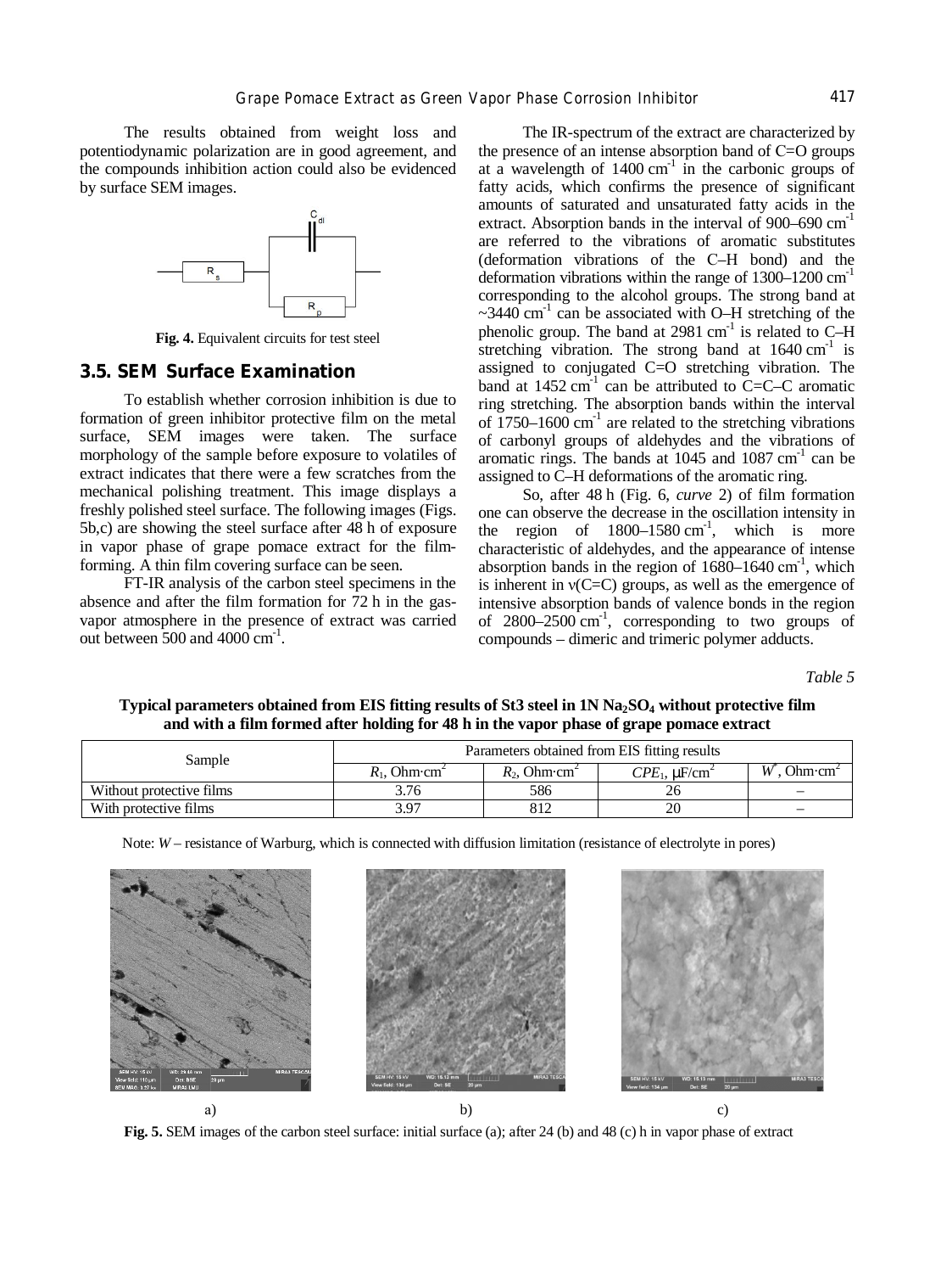The results obtained from weight loss and potentiodynamic polarization are in good agreement, and the compounds inhibition action could also be evidenced by surface SEM images.

**Fig. 4.** Equivalent circuits for test steel

### 3.5. SEM Surface Examination

To establish whether corrosion inhibition is due to formation of green inhibitor protective film on the metal surface, SEM images were taken. The surface morphology of the sample before exposure to volatiles of extract indicates that there were a few scratches from the mechanical polishing treatment. This image displays a freshly polished steel surface. The following images (Figs. 5b,c) are showing the steel surface after 48 h of exposure in vapor phase of grape pomace extract for the film-forming. A thin film covering surface can be seen.

FT-IR analysis of the carbon steel specimens in the absence and after the film formation for 72 h in the gas-vapor atmosphere in the presence of extract was carried out between 500 and 4000 $cm^{-1}$.

The IR-spectrum of the extract are characterized by the presence of an intense absorption band of C=O groups at a wavelength of 1400 $cm^{-1}$ in the carbonic groups of fatty acids, which confirms the presence of significant amounts of saturated and unsaturated fatty acids in the extract. Absorption bands in the interval of 900–690 $cm^{-1}$ are referred to the vibrations of aromatic substitutes (deformation vibrations of the C–H bond) and the deformation vibrations within the range of 1300–1200 $cm^{-1}$ corresponding to the alcohol groups. The strong band at ~3440 $cm^{-1}$ can be associated with O–H stretching of the phenolic group. The band at 2981 $cm^{-1}$ is related to C–H stretching vibration. The strong band at 1640 $cm^{-1}$ is assigned to conjugated C=O stretching vibration. The band at 1452 $cm^{-1}$ can be attributed to C=C–C aromatic ring stretching. The absorption bands within the interval of 1750–1600 $cm^{-1}$ are related to the stretching vibrations of carbonyl groups of aldehydes and the vibrations of aromatic rings. The bands at 1045 and 1087 $cm^{-1}$ can be assigned to C–H deformations of the aromatic ring.

So, after 48 h (Fig. 6, *curve* 2) of film formation one can observe the decrease in the oscillation intensity in the region of 1800–1580 $cm^{-1}$, which is more characteristic of aldehydes, and the appearance of intense absorption bands in the region of 1680–1640 $cm^{-1}$, which is inherent in ν(C=C) groups, as well as the emergence of intensive absorption bands of valence bonds in the region of 2800–2500 $cm^{-1}$, corresponding to two groups of compounds – dimeric and trimeric polymer adducts.

*Table 5*

**Typical parameters obtained from EIS fitting results of St3 steel in 1N $Na_2SO_4$ without protective film and with a film formed after holding for 48 h in the vapor phase of grape pomace extract**

| Sample | Parameters obtained from EIS fitting results | | | |
|---|---|---|---|---|
| | $R_1$, Ohm·cm$^2$ | $R_2$, Ohm·cm$^2$ | $CPE_1$, μF/cm$^2$ | $W^*$, Ohm·cm$^2$ |
| Without protective films | 3.76 | 586 | 26 | – |
| With protective films | 3.97 | 812 | 20 | – |

Note: *W* – resistance of Warburg, which is connected with diffusion limitation (resistance of electrolyte in pores)

a) b) c)

**Fig. 5.** SEM images of the carbon steel surface: initial surface (a); after 24 (b) and 48 (c) h in vapor phase of extract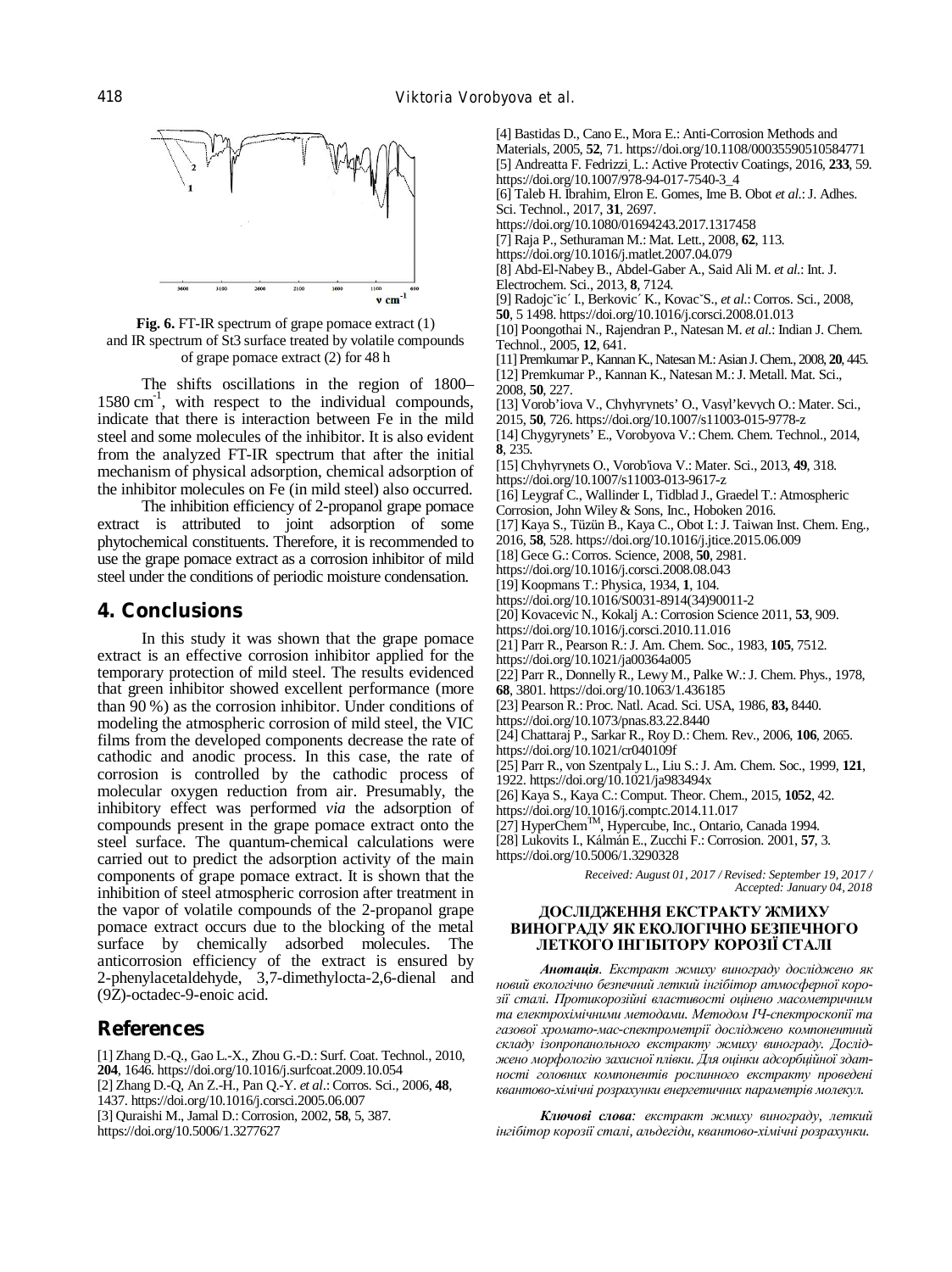3600 3100 2600 2100 1600 1100 600

ν cm$^{-1}$

2

1

**Fig. 6.** FT-IR spectrum of grape pomace extract (1) and IR spectrum of St3 surface treated by volatile compounds of grape pomace extract (2) for 48 h

The shifts oscillations in the region of 1800–1580 cm$^{-1}$, with respect to the individual compounds, indicate that there is interaction between Fe in the mild steel and some molecules of the inhibitor. It is also evident from the analyzed FT-IR spectrum that after the initial mechanism of physical adsorption, chemical adsorption of the inhibitor molecules on Fe (in mild steel) also occurred.

The inhibition efficiency of 2-propanol grape pomace extract is attributed to joint adsorption of some phytochemical constituents. Therefore, it is recommended to use the grape pomace extract as a corrosion inhibitor of mild steel under the conditions of periodic moisture condensation.

## 4. Conclusions

In this study it was shown that the grape pomace extract is an effective corrosion inhibitor applied for the temporary protection of mild steel. The results evidenced that green inhibitor showed excellent performance (more than 90 %) as the corrosion inhibitor. Under conditions of modeling the atmospheric corrosion of mild steel, the VIC films from the developed components decrease the rate of cathodic and anodic process. In this case, the rate of corrosion is controlled by the cathodic process of molecular oxygen reduction from air. Presumably, the inhibitory effect was performed *via* the adsorption of compounds present in the grape pomace extract onto the steel surface. The quantum-chemical calculations were carried out to predict the adsorption activity of the main components of grape pomace extract. It is shown that the inhibition of steel atmospheric corrosion after treatment in the vapor of volatile compounds of the 2-propanol grape pomace extract occurs due to the blocking of the metal surface by chemically adsorbed molecules. The anticorrosion efficiency of the extract is ensured by 2-phenylacetaldehyde, 3,7-dimethylocta-2,6-dienal and (9Z)-octadec-9-enoic acid.

## References

[1] Zhang D.-Q., Gao L.-X., Zhou G.-D.: Surf. Coat. Technol., 2010, **204**, 1646. https://doi.org/10.1016/j.surfcoat.2009.10.054

[2] Zhang D.-Q, An Z.-H., Pan Q.-Y. *et al*.: Corros. Sci., 2006, **48**, 1437. https://doi.org/10.1016/j.corsci.2005.06.007

[3] Quraishi M., Jamal D.: Corrosion, 2002, **58**, 5, 387. https://doi.org/10.5006/1.3277627

[4] Bastidas D., Cano E., Mora E.: Anti-Corrosion Methods and Materials, 2005, **52**, 71. https://doi.org/10.1108/00035590510584771

[5] Andreatta F. Fedrizzi, L.: Active Protectiv Coatings, 2016, **233**, 59. https://doi.org/10.1007/978-94-017-7540-3_4

[6] Taleb H. Ibrahim, Elron E. Gomes, Ime B. Obot *et al*.: J. Adhes. Sci. Technol., 2017, **31**, 2697. https://doi.org/10.1080/01694243.2017.1317458

[7] Raja P., Sethuraman M.: Mat. Lett., 2008, **62**, 113. https://doi.org/10.1016/j.matlet.2007.04.079

[8] Abd-El-Nabey B., Abdel-Gaber A., Said Ali M. *et al*.: Int. J. Electrochem. Sci., 2013, **8**, 7124.

[9] Radojčić I., Berković K., Kovač S., *et al*.: Corros. Sci., 2008, **50**, 5 1498. https://doi.org/10.1016/j.corsci.2008.01.013

[10] Poongothai N., Rajendran P., Natesan M. *et al*.: Indian J. Chem. Technol., 2005, **12**, 641.

[11] Premkumar P., Kannan K., Natesan M.: Asian J. Chem., 2008, **20**, 445.

[12] Premkumar P., Kannan K., Natesan M.: J. Metall. Mat. Sci., 2008, **50**, 227.

[13] Vorob'iova V., Chyhyrynets' O., Vasyl'kevych O.: Mater. Sci., 2015, **50**, 726. https://doi.org/10.1007/s11003-015-9778-z

[14] Chygyrynets' E., Vorobyova V.: Chem. Chem. Technol., 2014, **8**, 235.

[15] Chyhyrynets O., Vorob'iova V.: Mater. Sci., 2013, **49**, 318. https://doi.org/10.1007/s11003-013-9617-z

[16] Leygraf C., Wallinder I., Tidblad J., Graedel T.: Atmospheric Corrosion, John Wiley & Sons, Inc., Hoboken 2016.

[17] Kaya S., Tüzün B., Kaya C., Obot I.: J. Taiwan Inst. Chem. Eng., 2016, **58**, 528. https://doi.org/10.1016/j.jtice.2015.06.009

[18] Gece G.: Corros. Science, 2008, **50**, 2981. https://doi.org/10.1016/j.corsci.2008.08.043

[19] Koopmans T.: Physica, 1934, **1**, 104. https://doi.org/10.1016/S0031-8914(34)90011-2

[20] Kovacevic N., Kokalj A.: Corrosion Science 2011, **53**, 909. https://doi.org/10.1016/j.corsci.2010.11.016

[21] Parr R., Pearson R.: J. Am. Chem. Soc., 1983, **105**, 7512. https://doi.org/10.1021/ja00364a005

[22] Parr R., Donnelly R., Lewy M., Palke W.: J. Chem. Phys., 1978, **68**, 3801. https://doi.org/10.1063/1.436185

[23] Pearson R.: Proc. Natl. Acad. Sci. USA, 1986, **83,** 8440. https://doi.org/10.1073/pnas.83.22.8440

[24] Chattaraj P., Sarkar R., Roy D.: Chem. Rev., 2006, **106**, 2065. https://doi.org/10.1021/cr040109f

[25] Parr R., von Szentpaly L., Liu S.: J. Am. Chem. Soc., 1999, **121**, 1922. https://doi.org/10.1021/ja983494x

[26] Kaya S., Kaya C.: Comput. Theor. Chem., 2015, **1052**, 42. https://doi.org/10.1016/j.comptc.2014.11.017

[27] HyperChem[TM], Hypercube, Inc., Ontario, Canada 1994.

[28] Lukovits I., Kálmán E., Zucchi F.: Corrosion. 2001, **57**, 3. https://doi.org/10.5006/1.3290328

*Received: August 01, 2017 / Revised: September 19, 2017 / Accepted: January 04, 2018*

### ДОСЛІДЖЕННЯ ЕКСТРАКТУ ЖМИХУ ВИНОГРАДУ ЯК ЕКОЛОГІЧНО БЕЗПЕЧНОГО ЛЕТКОГО ІНГІБІТОРУ КОРОЗІЇ СТАЛІ

***Анотація**. Екстракт жмиху винограду досліджено як новий екологічно безпечний леткий інгібітор атмосферної корозії сталі. Протикорозійні властивості оцінено масометричним та електрохімічними методами. Методом ІЧ-спектроскопії та газової хромато-мас-спектрометрії досліджено компонентний склад ізопропанольного екстракту жмиху винограду. Досліджено морфологію захисної плівки. Для оцінки адсорбційної здатності головних компонентів рослинного екстракту проведені квантово-хімічні розрахунки енергетичних параметрів молекул.*

***Ключові слова**: екстракт жмиху винограду, леткий інгібітор корозії сталі, альдегіди, квантово-хімічні розрахунки.*